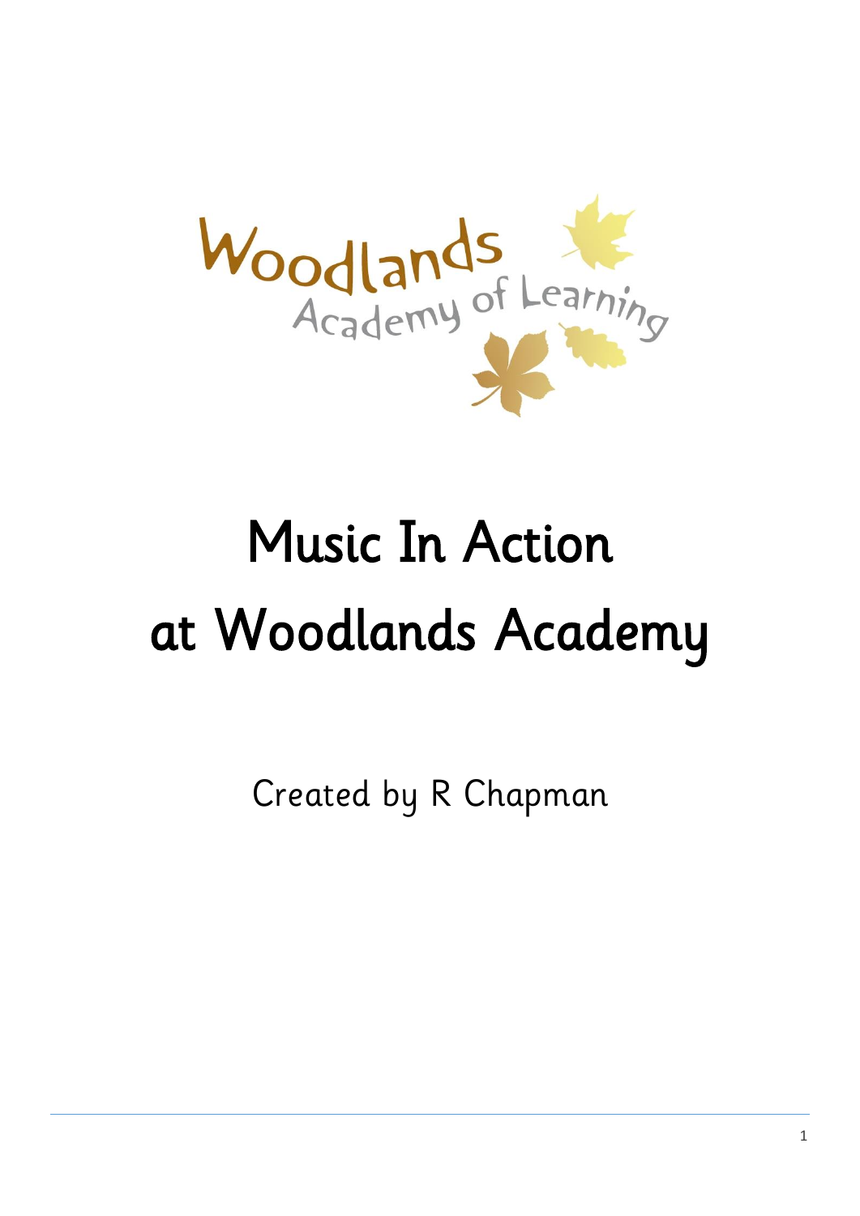Woodlands Academy of Learning

# Music In Action at Woodlands Academy

Created by R Chapman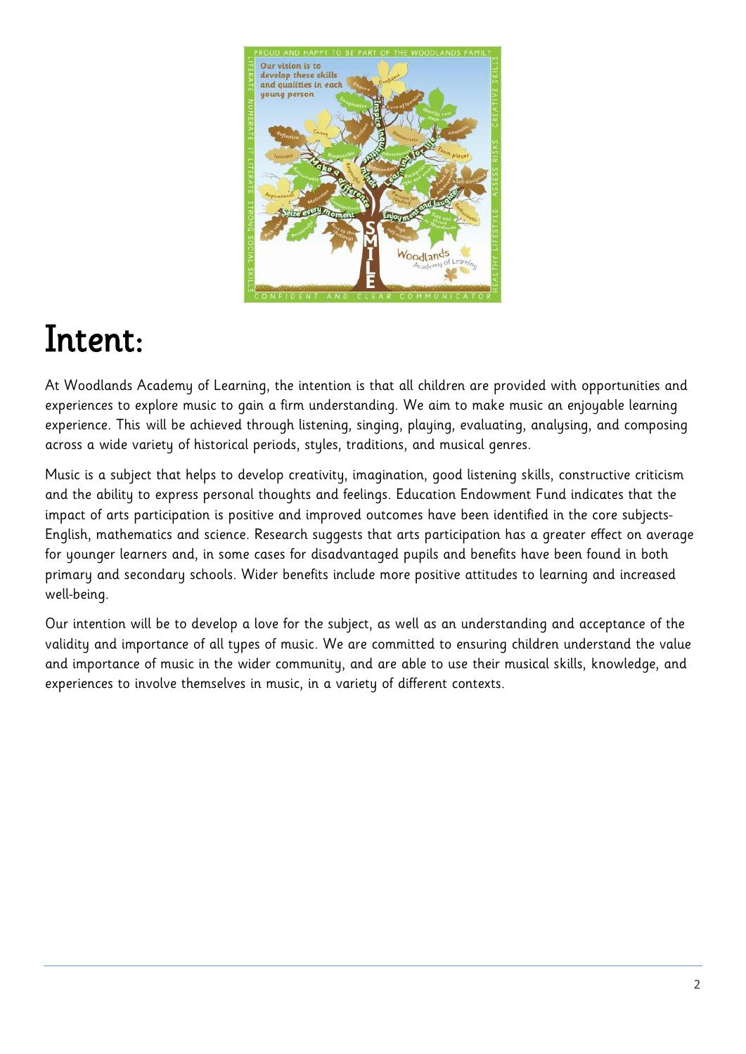# Intent:

At Woodlands Academy of Learning, the intention is that all children are provided with opportunities and experiences to explore music to gain a firm understanding. We aim to make music an enjoyable learning experience. This will be achieved through listening, singing, playing, evaluating, analysing, and composing across a wide variety of historical periods, styles, traditions, and musical genres.

Music is a subject that helps to develop creativity, imagination, good listening skills, constructive criticism and the ability to express personal thoughts and feelings. Education Endowment Fund indicates that the impact of arts participation is positive and improved outcomes have been identified in the core subjects- English, mathematics and science. Research suggests that arts participation has a greater effect on average for younger learners and, in some cases for disadvantaged pupils and benefits have been found in both primary and secondary schools. Wider benefits include more positive attitudes to learning and increased well-being.

Our intention will be to develop a love for the subject, as well as an understanding and acceptance of the validity and importance of all types of music. We are committed to ensuring children understand the value and importance of music in the wider community, and are able to use their musical skills, knowledge, and experiences to involve themselves in music, in a variety of different contexts.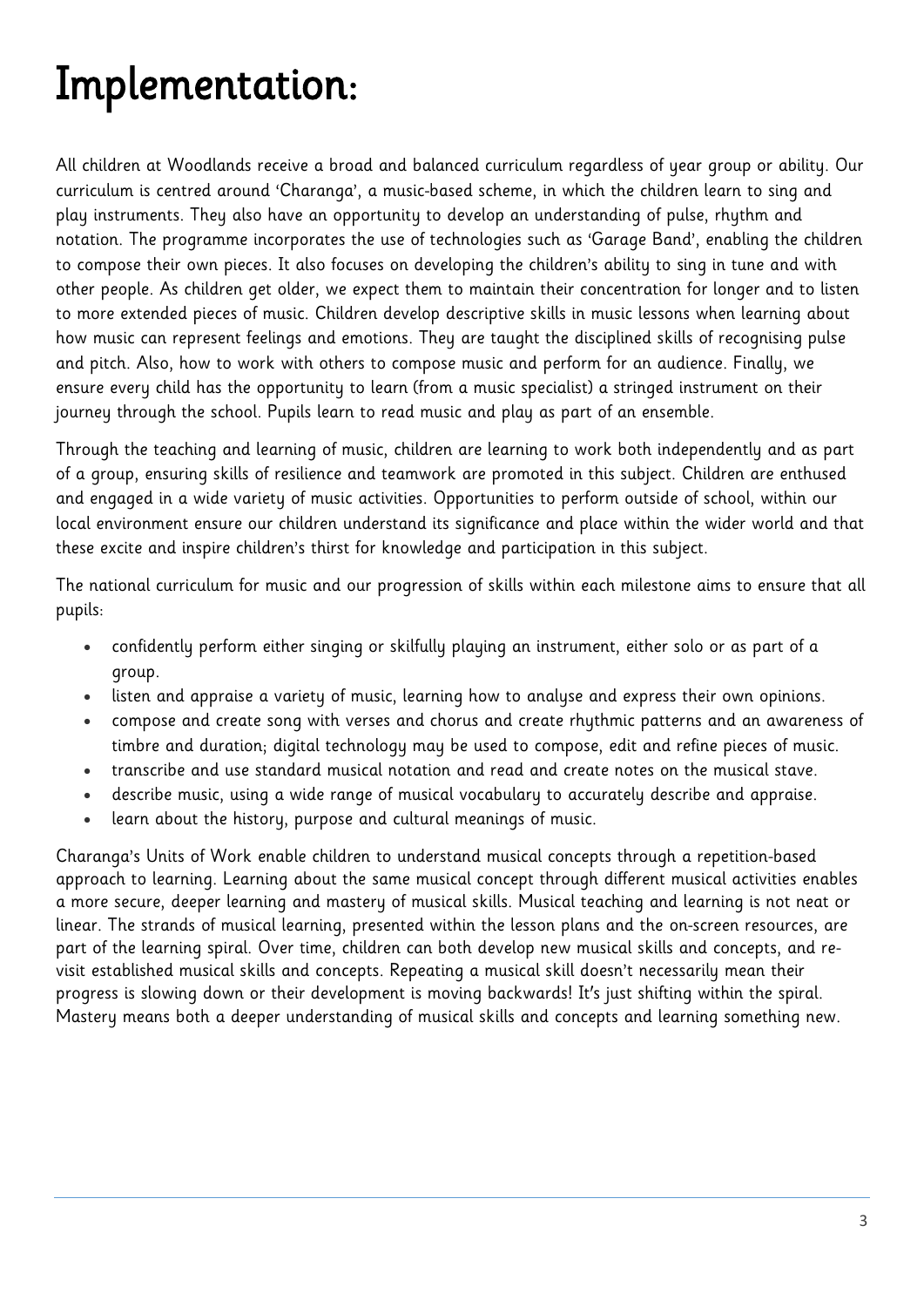# Implementation:

All children at Woodlands receive a broad and balanced curriculum regardless of year group or ability. Our curriculum is centred around 'Charanga', a music-based scheme, in which the children learn to sing and play instruments. They also have an opportunity to develop an understanding of pulse, rhythm and notation. The programme incorporates the use of technologies such as 'Garage Band', enabling the children to compose their own pieces. It also focuses on developing the children's ability to sing in tune and with other people. As children get older, we expect them to maintain their concentration for longer and to listen to more extended pieces of music. Children develop descriptive skills in music lessons when learning about how music can represent feelings and emotions. They are taught the disciplined skills of recognising pulse and pitch. Also, how to work with others to compose music and perform for an audience. Finally, we ensure every child has the opportunity to learn (from a music specialist) a stringed instrument on their journey through the school. Pupils learn to read music and play as part of an ensemble.

Through the teaching and learning of music, children are learning to work both independently and as part of a group, ensuring skills of resilience and teamwork are promoted in this subject. Children are enthused and engaged in a wide variety of music activities. Opportunities to perform outside of school, within our local environment ensure our children understand its significance and place within the wider world and that these excite and inspire children's thirst for knowledge and participation in this subject.

The national curriculum for music and our progression of skills within each milestone aims to ensure that all pupils:

- confidently perform either singing or skilfully playing an instrument, either solo or as part of a group.
- listen and appraise a variety of music, learning how to analyse and express their own opinions.
- compose and create song with verses and chorus and create rhythmic patterns and an awareness of timbre and duration; digital technology may be used to compose, edit and refine pieces of music.
- transcribe and use standard musical notation and read and create notes on the musical stave.
- describe music, using a wide range of musical vocabulary to accurately describe and appraise.
- learn about the history, purpose and cultural meanings of music.

Charanga's Units of Work enable children to understand musical concepts through a repetition-based approach to learning. Learning about the same musical concept through different musical activities enables a more secure, deeper learning and mastery of musical skills. Musical teaching and learning is not neat or linear. The strands of musical learning, presented within the lesson plans and the on-screen resources, are part of the learning spiral. Over time, children can both develop new musical skills and concepts, and re-visit established musical skills and concepts. Repeating a musical skill doesn't necessarily mean their progress is slowing down or their development is moving backwards! It's just shifting within the spiral. Mastery means both a deeper understanding of musical skills and concepts and learning something new.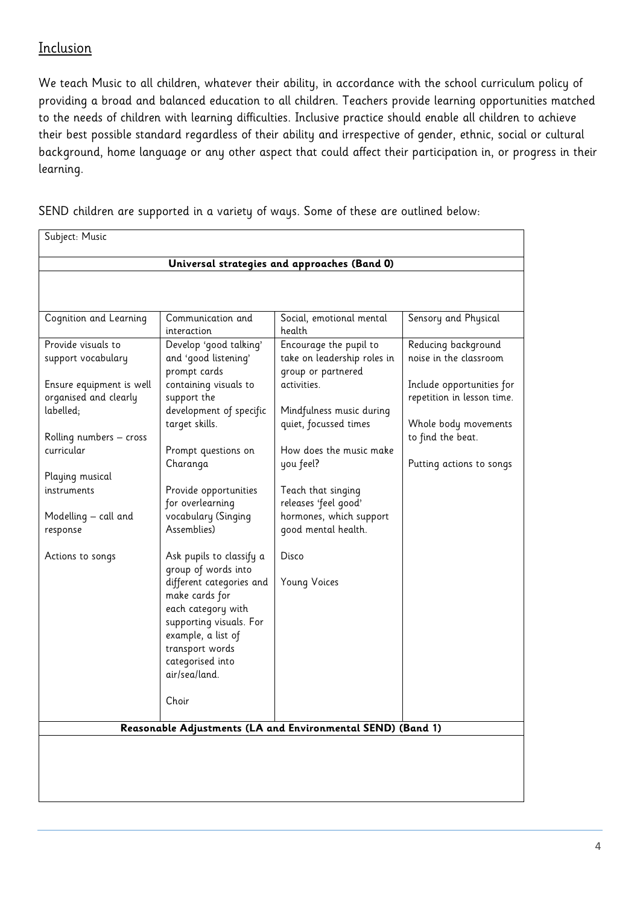## Inclusion

We teach Music to all children, whatever their ability, in accordance with the school curriculum policy of providing a broad and balanced education to all children. Teachers provide learning opportunities matched to the needs of children with learning difficulties. Inclusive practice should enable all children to achieve their best possible standard regardless of their ability and irrespective of gender, ethnic, social or cultural background, home language or any other aspect that could affect their participation in, or progress in their learning.

SEND children are supported in a variety of ways. Some of these are outlined below:

| Subject: Music | | | |
|---|---|---|---|
| **Universal strategies and approaches (Band 0)** | | | |
| | | | |
| Cognition and Learning | Communication and interaction | Social, emotional mental health | Sensory and Physical |
| Provide visuals to support vocabulary<br><br>Ensure equipment is well organised and clearly labelled;<br><br>Rolling numbers – cross curricular<br><br>Playing musical instruments<br><br>Modelling – call and response<br><br>Actions to songs | Develop 'good talking' and 'good listening' prompt cards containing visuals to support the development of specific target skills.<br><br>Prompt questions on Charanga<br><br>Provide opportunities for overlearning vocabulary (Singing Assemblies)<br><br>Ask pupils to classify a group of words into different categories and make cards for each category with supporting visuals. For example, a list of transport words categorised into air/sea/land.<br><br>Choir | Encourage the pupil to take on leadership roles in group or partnered activities.<br><br>Mindfulness music during quiet, focussed times<br><br>How does the music make you feel?<br><br>Teach that singing releases 'feel good' hormones, which support good mental health.<br><br>Disco<br><br>Young Voices | Reducing background noise in the classroom<br><br>Include opportunities for repetition in lesson time.<br><br>Whole body movements to find the beat.<br><br>Putting actions to songs |
| **Reasonable Adjustments (LA and Environmental SEND) (Band 1)** | | | |
| | | | |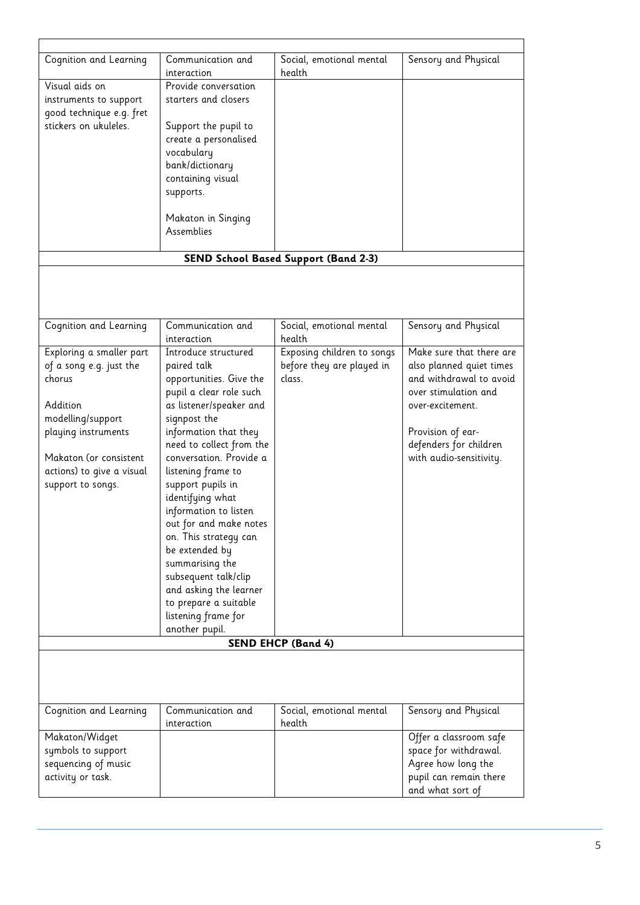| Cognition and Learning | Communication and interaction | Social, emotional mental health | Sensory and Physical |
|---|---|---|---|
| Visual aids on instruments to support good technique e.g. fret stickers on ukuleles. | Provide conversation starters and closers<br><br>Support the pupil to create a personalised vocabulary bank/dictionary containing visual supports.<br><br>Makaton in Singing Assemblies | | |

**SEND School Based Support (Band 2-3)**

| Cognition and Learning | Communication and interaction | Social, emotional mental health | Sensory and Physical |
|---|---|---|---|
| Exploring a smaller part of a song e.g. just the chorus<br><br>Addition modelling/support playing instruments<br><br>Makaton (or consistent actions) to give a visual support to songs. | Introduce structured paired talk opportunities. Give the pupil a clear role such as listener/speaker and signpost the information that they need to collect from the conversation. Provide a listening frame to support pupils in identifying what information to listen out for and make notes on. This strategy can be extended by summarising the subsequent talk/clip and asking the learner to prepare a suitable listening frame for another pupil. | Exposing children to songs before they are played in class. | Make sure that there are also planned quiet times and withdrawal to avoid over stimulation and over-excitement.<br><br>Provision of ear-defenders for children with audio-sensitivity. |

**SEND EHCP (Band 4)**

| Cognition and Learning | Communication and interaction | Social, emotional mental health | Sensory and Physical |
|---|---|---|---|
| Makaton/Widget symbols to support sequencing of music activity or task. | | | Offer a classroom safe space for withdrawal. Agree how long the pupil can remain there and what sort of |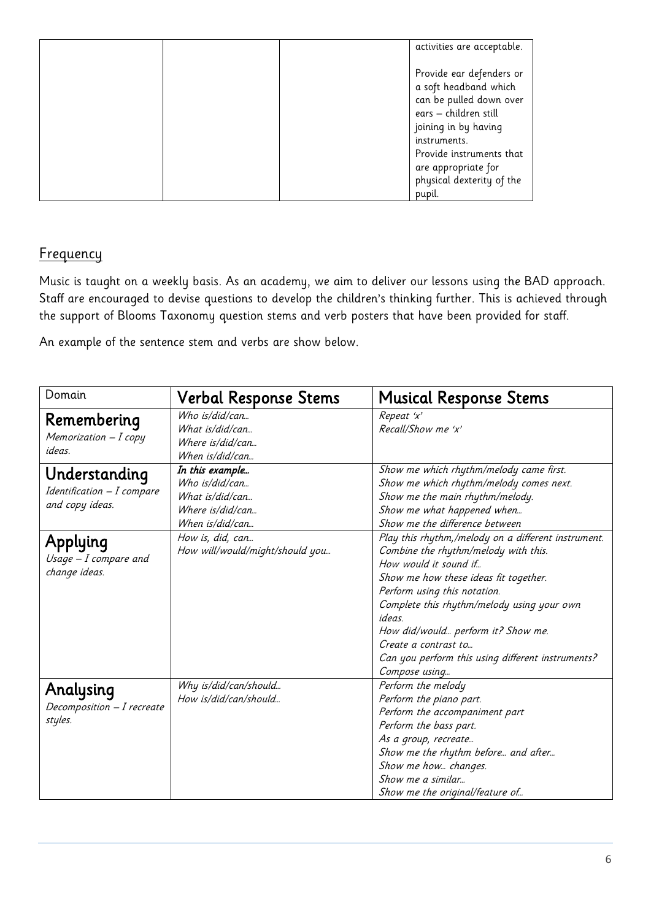| | | | activities are acceptable.<br><br>Provide ear defenders or a soft headband which can be pulled down over ears – children still joining in by having instruments.<br>Provide instruments that are appropriate for physical dexterity of the pupil. |
|---|---|---|---|

## Frequency

Music is taught on a weekly basis. As an academy, we aim to deliver our lessons using the BAD approach. Staff are encouraged to devise questions to develop the children's thinking further. This is achieved through the support of Blooms Taxonomy question stems and verb posters that have been provided for staff.

An example of the sentence stem and verbs are show below.

| Domain | Verbal Response Stems | Musical Response Stems |
|---|---|---|
| **Remembering**<br>*Memorization – I copy ideas.* | *Who is/did/can…*<br>*What is/did/can…*<br>*Where is/did/can…*<br>*When is/did/can…* | *Repeat 'x'*<br>*Recall/Show me 'x'* |
| **Understanding**<br>*Identification – I compare and copy ideas.* | ***In this example…***<br>*Who is/did/can…*<br>*What is/did/can…*<br>*Where is/did/can…*<br>*When is/did/can…* | *Show me which rhythm/melody came first.*<br>*Show me which rhythm/melody comes next.*<br>*Show me the main rhythm/melody.*<br>*Show me what happened when…*<br>*Show me the difference between* |
| **Applying**<br>*Usage – I compare and change ideas.* | *How is, did, can…*<br>*How will/would/might/should you…* | *Play this rhythm,/melody on a different instrument.*<br>*Combine the rhythm/melody with this.*<br>*How would it sound if…*<br>*Show me how these ideas fit together.*<br>*Perform using this notation.*<br>*Complete this rhythm/melody using your own ideas.*<br>*How did/would… perform it? Show me.*<br>*Create a contrast to…*<br>*Can you perform this using different instruments?*<br>*Compose using…* |
| **Analysing**<br>*Decomposition – I recreate styles.* | *Why is/did/can/should…*<br>*How is/did/can/should…* | *Perform the melody*<br>*Perform the piano part.*<br>*Perform the accompaniment part*<br>*Perform the bass part.*<br>*As a group, recreate…*<br>*Show me the rhythm before… and after…*<br>*Show me how… changes.*<br>*Show me a similar…*<br>*Show me the original/feature of…* |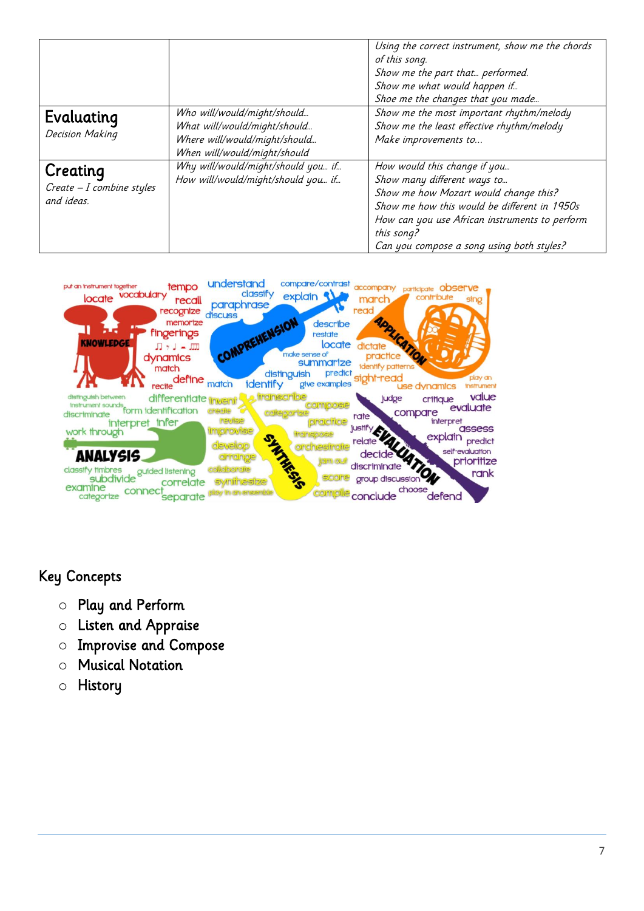| | | |
|---|---|---|
| | | *Using the correct instrument, show me the chords of this song.* *Show me the part that… performed.* *Show me what would happen if…* *Shoe me the changes that you made…* |
| **Evaluating** *Decision Making* | *Who will/would/might/should…* *What will/would/might/should…* *Where will/would/might/should…* *When will/would/might/should* | *Show me the most important rhythm/melody* *Show me the least effective rhythm/melody* *Make improvements to…* |
| **Creating** *Create – I combine styles and ideas.* | *Why will/would/might/should you… if…* *How will/would/might/should you… if…* | *How would this change if you…* *Show many different ways to…* *Show me how Mozart would change this?* *Show me how this would be different in 1950s* *How can you use African instruments to perform this song?* *Can you compose a song using both styles?* |

## Key Concepts

- Play and Perform
- Listen and Appraise
- Improvise and Compose
- Musical Notation
- History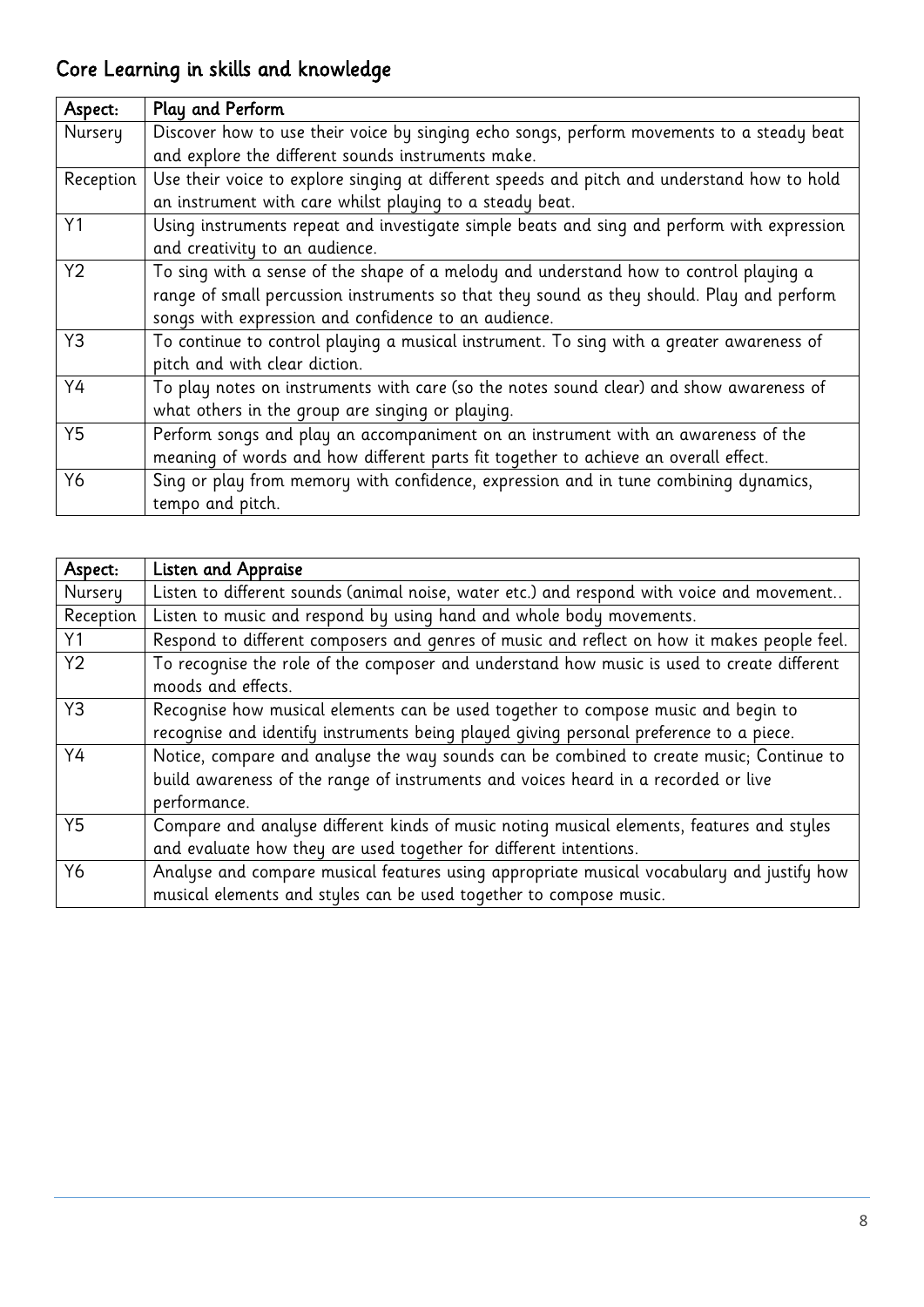## Core Learning in skills and knowledge

| Aspect: | Play and Perform |
|---|---|
| Nursery | Discover how to use their voice by singing echo songs, perform movements to a steady beat and explore the different sounds instruments make. |
| Reception | Use their voice to explore singing at different speeds and pitch and understand how to hold an instrument with care whilst playing to a steady beat. |
| Y1 | Using instruments repeat and investigate simple beats and sing and perform with expression and creativity to an audience. |
| Y2 | To sing with a sense of the shape of a melody and understand how to control playing a range of small percussion instruments so that they sound as they should. Play and perform songs with expression and confidence to an audience. |
| Y3 | To continue to control playing a musical instrument. To sing with a greater awareness of pitch and with clear diction. |
| Y4 | To play notes on instruments with care (so the notes sound clear) and show awareness of what others in the group are singing or playing. |
| Y5 | Perform songs and play an accompaniment on an instrument with an awareness of the meaning of words and how different parts fit together to achieve an overall effect. |
| Y6 | Sing or play from memory with confidence, expression and in tune combining dynamics, tempo and pitch. |

| Aspect: | Listen and Appraise |
|---|---|
| Nursery | Listen to different sounds (animal noise, water etc.) and respond with voice and movement.. |
| Reception | Listen to music and respond by using hand and whole body movements. |
| Y1 | Respond to different composers and genres of music and reflect on how it makes people feel. |
| Y2 | To recognise the role of the composer and understand how music is used to create different moods and effects. |
| Y3 | Recognise how musical elements can be used together to compose music and begin to recognise and identify instruments being played giving personal preference to a piece. |
| Y4 | Notice, compare and analyse the way sounds can be combined to create music; Continue to build awareness of the range of instruments and voices heard in a recorded or live performance. |
| Y5 | Compare and analyse different kinds of music noting musical elements, features and styles and evaluate how they are used together for different intentions. |
| Y6 | Analyse and compare musical features using appropriate musical vocabulary and justify how musical elements and styles can be used together to compose music. |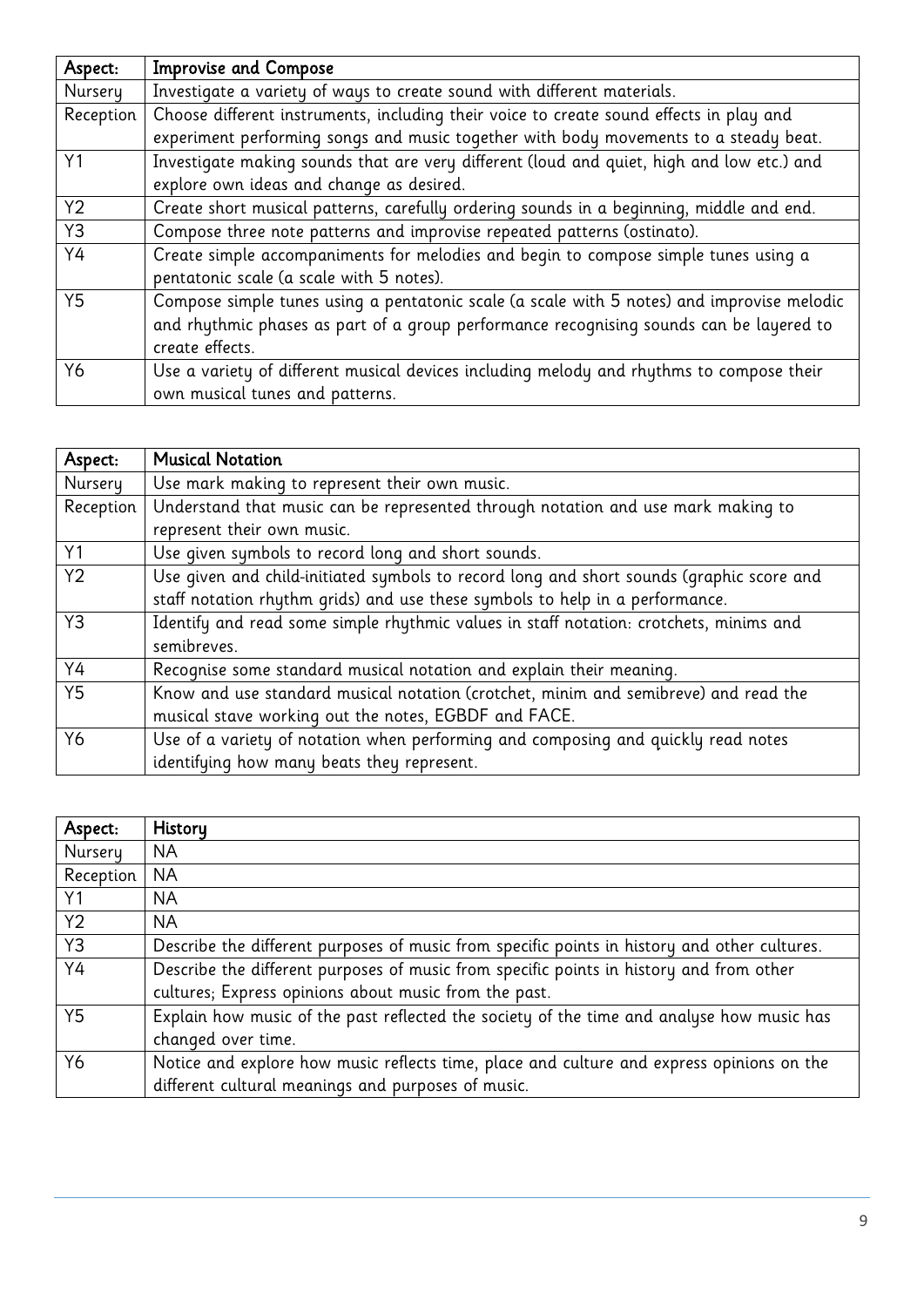| Aspect: | Improvise and Compose |
| --- | --- |
| Nursery | Investigate a variety of ways to create sound with different materials. |
| Reception | Choose different instruments, including their voice to create sound effects in play and experiment performing songs and music together with body movements to a steady beat. |
| Y1 | Investigate making sounds that are very different (loud and quiet, high and low etc.) and explore own ideas and change as desired. |
| Y2 | Create short musical patterns, carefully ordering sounds in a beginning, middle and end. |
| Y3 | Compose three note patterns and improvise repeated patterns (ostinato). |
| Y4 | Create simple accompaniments for melodies and begin to compose simple tunes using a pentatonic scale (a scale with 5 notes). |
| Y5 | Compose simple tunes using a pentatonic scale (a scale with 5 notes) and improvise melodic and rhythmic phases as part of a group performance recognising sounds can be layered to create effects. |
| Y6 | Use a variety of different musical devices including melody and rhythms to compose their own musical tunes and patterns. |

| Aspect: | Musical Notation |
| --- | --- |
| Nursery | Use mark making to represent their own music. |
| Reception | Understand that music can be represented through notation and use mark making to represent their own music. |
| Y1 | Use given symbols to record long and short sounds. |
| Y2 | Use given and child-initiated symbols to record long and short sounds (graphic score and staff notation rhythm grids) and use these symbols to help in a performance. |
| Y3 | Identify and read some simple rhythmic values in staff notation: crotchets, minims and semibreves. |
| Y4 | Recognise some standard musical notation and explain their meaning. |
| Y5 | Know and use standard musical notation (crotchet, minim and semibreve) and read the musical stave working out the notes, EGBDF and FACE. |
| Y6 | Use of a variety of notation when performing and composing and quickly read notes identifying how many beats they represent. |

| Aspect: | History |
| --- | --- |
| Nursery | NA |
| Reception | NA |
| Y1 | NA |
| Y2 | NA |
| Y3 | Describe the different purposes of music from specific points in history and other cultures. |
| Y4 | Describe the different purposes of music from specific points in history and from other cultures; Express opinions about music from the past. |
| Y5 | Explain how music of the past reflected the society of the time and analyse how music has changed over time. |
| Y6 | Notice and explore how music reflects time, place and culture and express opinions on the different cultural meanings and purposes of music. |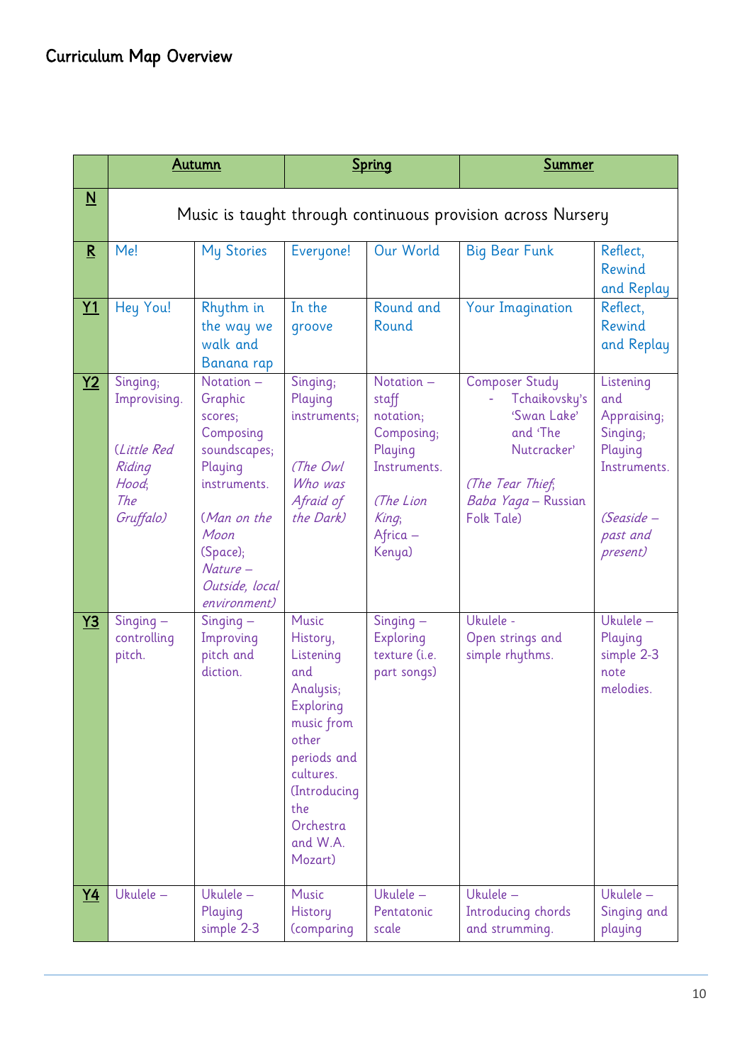# Curriculum Map Overview

| | **Autumn** | | **Spring** | | **Summer** | |
|---|---|---|---|---|---|---|
| **N** | Music is taught through continuous provision across Nursery | | | | | |
| **R** | Me! | My Stories | Everyone! | Our World | Big Bear Funk | Reflect, Rewind and Replay |
| **Y1** | Hey You! | Rhythm in the way we walk and Banana rap | In the groove | Round and Round | Your Imagination | Reflect, Rewind and Replay |
| **Y2** | Singing; Improvising. (*Little Red Riding Hood*; *The Gruffalo)* | Notation – Graphic scores; Composing soundscapes; Playing instruments. (*Man on the Moon* (Space); *Nature – Outside, local environment)* | Singing; Playing instruments; *(The Owl Who was Afraid of the Dark)* | Notation – staff notation; Composing; Playing Instruments. *(The Lion King*; Africa – Kenya) | Composer Study - Tchaikovsky's 'Swan Lake' and 'The Nutcracker' *(The Tear Thief*; *Baba Yaga* – Russian Folk Tale) | Listening and Appraising; Singing; Playing Instruments. *(Seaside – past and present)* |
| **Y3** | Singing – controlling pitch. | Singing – Improving pitch and diction. | Music History, Listening and Analysis; Exploring music from other periods and cultures. (Introducing the Orchestra and W.A. Mozart) | Singing – Exploring texture (i.e. part songs) | Ukulele - Open strings and simple rhythms. | Ukulele – Playing simple 2-3 note melodies. |
| **Y4** | Ukulele – | Ukulele – Playing simple 2-3 | Music History (comparing | Ukulele – Pentatonic scale | Ukulele – Introducing chords and strumming. | Ukulele – Singing and playing |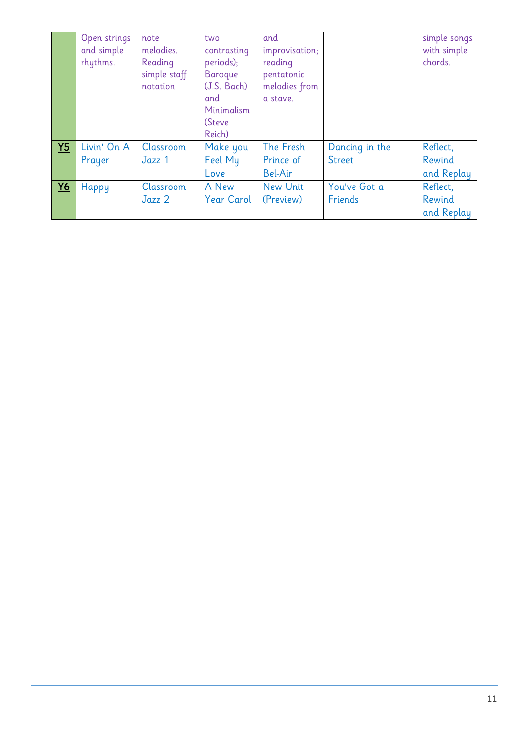|  |  |  |  |  |  |  |
|---|---|---|---|---|---|---|
|  | Open strings and simple rhythms. | note melodies. Reading simple staff notation. | two contrasting periods); Baroque (J.S. Bach) and Minimalism (Steve Reich) | and improvisation; reading pentatonic melodies from a stave. |  | simple songs with simple chords. |
| **Y5** | Livin' On A Prayer | Classroom Jazz 1 | Make you Feel My Love | The Fresh Prince of Bel-Air | Dancing in the Street | Reflect, Rewind and Replay |
| **Y6** | Happy | Classroom Jazz 2 | A New Year Carol | New Unit (Preview) | You've Got a Friends | Reflect, Rewind and Replay |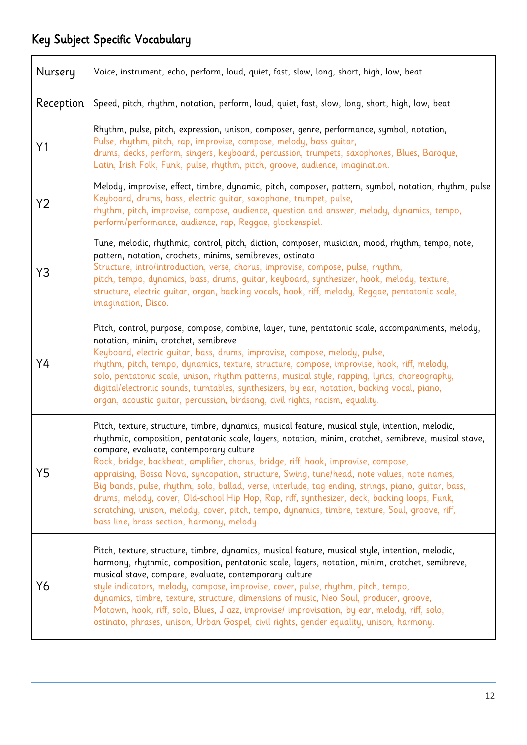## Key Subject Specific Vocabulary

| | |
|---|---|
| Nursery | Voice, instrument, echo, perform, loud, quiet, fast, slow, long, short, high, low, beat |
| Reception | Speed, pitch, rhythm, notation, perform, loud, quiet, fast, slow, long, short, high, low, beat |
| Y1 | Rhythm, pulse, pitch, expression, unison, composer, genre, performance, symbol, notation, Pulse, rhythm, pitch, rap, improvise, compose, melody, bass guitar, drums, decks, perform, singers, keyboard, percussion, trumpets, saxophones, Blues, Baroque, Latin, Irish Folk, Funk, pulse, rhythm, pitch, groove, audience, imagination. |
| Y2 | Melody, improvise, effect, timbre, dynamic, pitch, composer, pattern, symbol, notation, rhythm, pulse Keyboard, drums, bass, electric guitar, saxophone, trumpet, pulse, rhythm, pitch, improvise, compose, audience, question and answer, melody, dynamics, tempo, perform/performance, audience, rap, Reggae, glockenspiel. |
| Y3 | Tune, melodic, rhythmic, control, pitch, diction, composer, musician, mood, rhythm, tempo, note, pattern, notation, crochets, minims, semibreves, ostinato Structure, intro/introduction, verse, chorus, improvise, compose, pulse, rhythm, pitch, tempo, dynamics, bass, drums, guitar, keyboard, synthesizer, hook, melody, texture, structure, electric guitar, organ, backing vocals, hook, riff, melody, Reggae, pentatonic scale, imagination, Disco. |
| Y4 | Pitch, control, purpose, compose, combine, layer, tune, pentatonic scale, accompaniments, melody, notation, minim, crotchet, semibreve Keyboard, electric guitar, bass, drums, improvise, compose, melody, pulse, rhythm, pitch, tempo, dynamics, texture, structure, compose, improvise, hook, riff, melody, solo, pentatonic scale, unison, rhythm patterns, musical style, rapping, lyrics, choreography, digital/electronic sounds, turntables, synthesizers, by ear, notation, backing vocal, piano, organ, acoustic guitar, percussion, birdsong, civil rights, racism, equality. |
| Y5 | Pitch, texture, structure, timbre, dynamics, musical feature, musical style, intention, melodic, rhythmic, composition, pentatonic scale, layers, notation, minim, crotchet, semibreve, musical stave, compare, evaluate, contemporary culture Rock, bridge, backbeat, amplifier, chorus, bridge, riff, hook, improvise, compose, appraising, Bossa Nova, syncopation, structure, Swing, tune/head, note values, note names, Big bands, pulse, rhythm, solo, ballad, verse, interlude, tag ending, strings, piano, guitar, bass, drums, melody, cover, Old-school Hip Hop, Rap, riff, synthesizer, deck, backing loops, Funk, scratching, unison, melody, cover, pitch, tempo, dynamics, timbre, texture, Soul, groove, riff, bass line, brass section, harmony, melody. |
| Y6 | Pitch, texture, structure, timbre, dynamics, musical feature, musical style, intention, melodic, harmony, rhythmic, composition, pentatonic scale, layers, notation, minim, crotchet, semibreve, musical stave, compare, evaluate, contemporary culture style indicators, melody, compose, improvise, cover, pulse, rhythm, pitch, tempo, dynamics, timbre, texture, structure, dimensions of music, Neo Soul, producer, groove, Motown, hook, riff, solo, Blues, J azz, improvise/ improvisation, by ear, melody, riff, solo, ostinato, phrases, unison, Urban Gospel, civil rights, gender equality, unison, harmony. |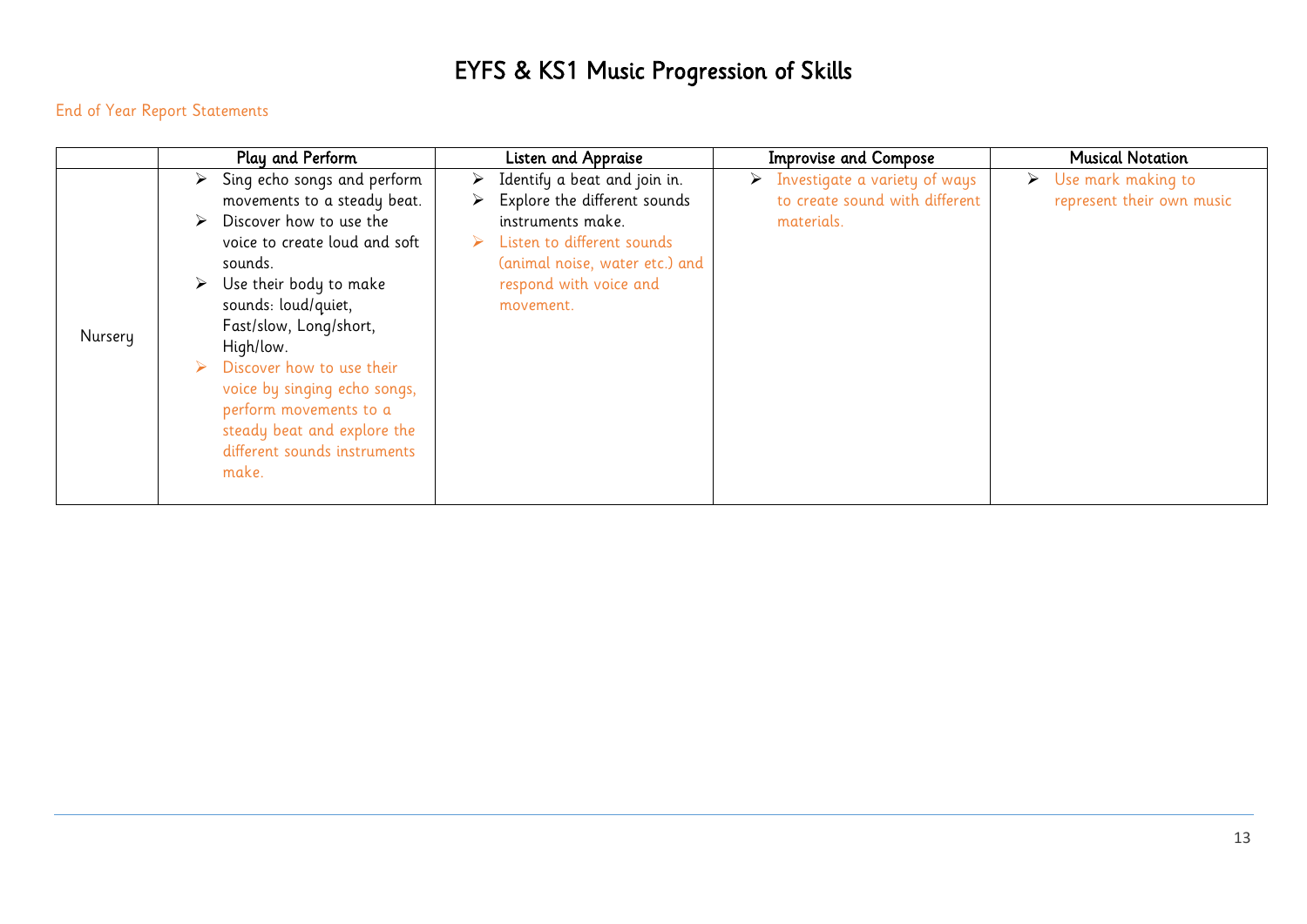# EYFS & KS1 Music Progression of Skills

End of Year Report Statements

| | Play and Perform | Listen and Appraise | Improvise and Compose | Musical Notation |
|---|---|---|---|---|
| Nursery | ➢ Sing echo songs and perform movements to a steady beat.<br>➢ Discover how to use the voice to create loud and soft sounds.<br>➢ Use their body to make sounds: loud/quiet, Fast/slow, Long/short, High/low.<br>➢ Discover how to use their voice by singing echo songs, perform movements to a steady beat and explore the different sounds instruments make. | ➢ Identify a beat and join in.<br>➢ Explore the different sounds instruments make.<br>➢ Listen to different sounds (animal noise, water etc.) and respond with voice and movement. | ➢ Investigate a variety of ways to create sound with different materials. | ➢ Use mark making to represent their own music |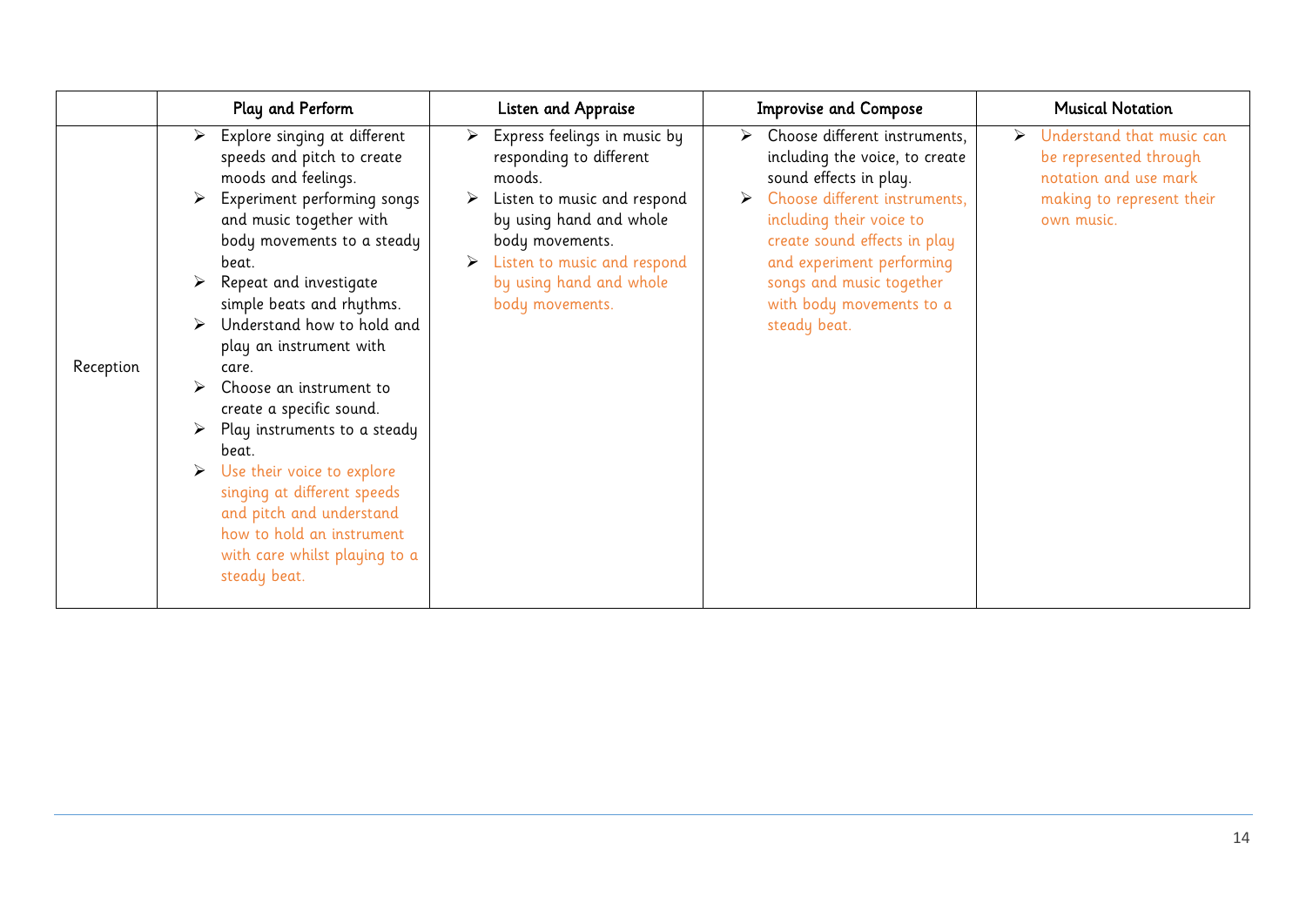| | Play and Perform | Listen and Appraise | Improvise and Compose | Musical Notation |
|---|---|---|---|---|
| Reception | ➢ Explore singing at different speeds and pitch to create moods and feelings.<br>➢ Experiment performing songs and music together with body movements to a steady beat.<br>➢ Repeat and investigate simple beats and rhythms.<br>➢ Understand how to hold and play an instrument with care.<br>➢ Choose an instrument to create a specific sound.<br>➢ Play instruments to a steady beat.<br>➢ Use their voice to explore singing at different speeds and pitch and understand how to hold an instrument with care whilst playing to a steady beat. | ➢ Express feelings in music by responding to different moods.<br>➢ Listen to music and respond by using hand and whole body movements.<br>➢ Listen to music and respond by using hand and whole body movements. | ➢ Choose different instruments, including the voice, to create sound effects in play.<br>➢ Choose different instruments, including their voice to create sound effects in play and experiment performing songs and music together with body movements to a steady beat. | ➢ Understand that music can be represented through notation and use mark making to represent their own music. |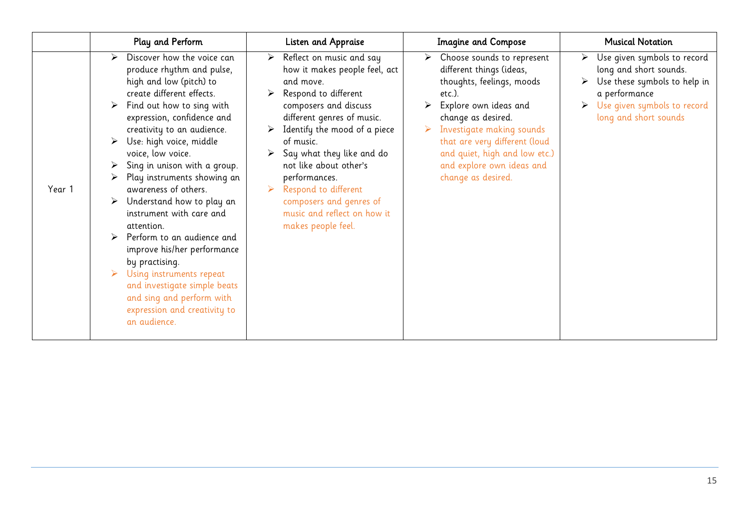| | Play and Perform | Listen and Appraise | Imagine and Compose | Musical Notation |
|---|---|---|---|---|
| Year 1 | ➢ Discover how the voice can produce rhythm and pulse, high and low (pitch) to create different effects.<br>➢ Find out how to sing with expression, confidence and creativity to an audience.<br>➢ Use: high voice, middle voice, low voice.<br>➢ Sing in unison with a group.<br>➢ Play instruments showing an awareness of others.<br>➢ Understand how to play an instrument with care and attention.<br>➢ Perform to an audience and improve his/her performance by practising.<br>➢ Using instruments repeat and investigate simple beats and sing and perform with expression and creativity to an audience. | ➢ Reflect on music and say how it makes people feel, act and move.<br>➢ Respond to different composers and discuss different genres of music.<br>➢ Identify the mood of a piece of music.<br>➢ Say what they like and do not like about other's performances.<br>➢ Respond to different composers and genres of music and reflect on how it makes people feel. | ➢ Choose sounds to represent different things (ideas, thoughts, feelings, moods etc.).<br>➢ Explore own ideas and change as desired.<br>➢ Investigate making sounds that are very different (loud and quiet, high and low etc.) and explore own ideas and change as desired. | ➢ Use given symbols to record long and short sounds.<br>➢ Use these symbols to help in a performance<br>➢ Use given symbols to record long and short sounds |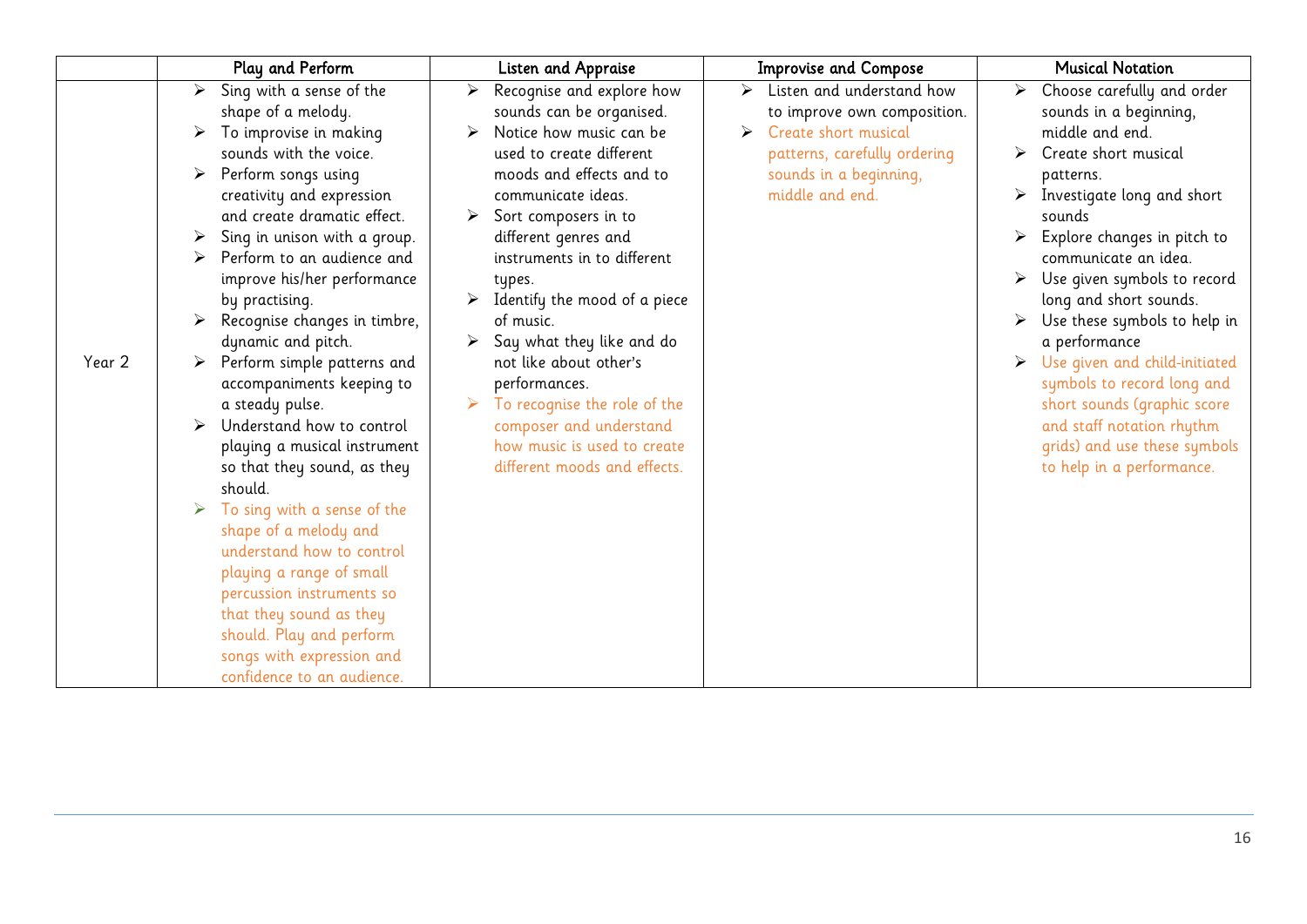|  | Play and Perform | Listen and Appraise | Improvise and Compose | Musical Notation |
|---|---|---|---|---|
| Year 2 | ➢ Sing with a sense of the shape of a melody.<br>➢ To improvise in making sounds with the voice.<br>➢ Perform songs using creativity and expression and create dramatic effect.<br>➢ Sing in unison with a group.<br>➢ Perform to an audience and improve his/her performance by practising.<br>➢ Recognise changes in timbre, dynamic and pitch.<br>➢ Perform simple patterns and accompaniments keeping to a steady pulse.<br>➢ Understand how to control playing a musical instrument so that they sound, as they should.<br>➢ To sing with a sense of the shape of a melody and understand how to control playing a range of small percussion instruments so that they sound as they should. Play and perform songs with expression and confidence to an audience. | ➢ Recognise and explore how sounds can be organised.<br>➢ Notice how music can be used to create different moods and effects and to communicate ideas.<br>➢ Sort composers in to different genres and instruments in to different types.<br>➢ Identify the mood of a piece of music.<br>➢ Say what they like and do not like about other's performances.<br>➢ To recognise the role of the composer and understand how music is used to create different moods and effects. | ➢ Listen and understand how to improve own composition.<br>➢ Create short musical patterns, carefully ordering sounds in a beginning, middle and end. | ➢ Choose carefully and order sounds in a beginning, middle and end.<br>➢ Create short musical patterns.<br>➢ Investigate long and short sounds<br>➢ Explore changes in pitch to communicate an idea.<br>➢ Use given symbols to record long and short sounds.<br>➢ Use these symbols to help in a performance<br>➢ Use given and child-initiated symbols to record long and short sounds (graphic score and staff notation rhythm grids) and use these symbols to help in a performance. |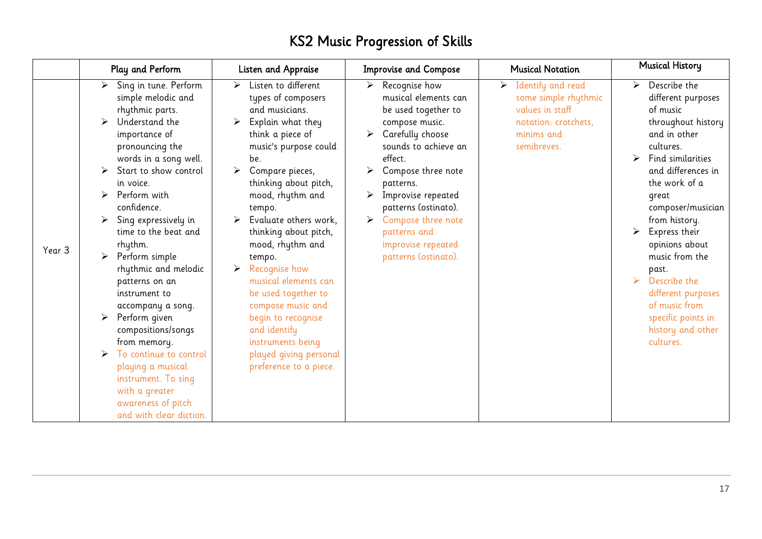# KS2 Music Progression of Skills

| | Play and Perform | Listen and Appraise | Improvise and Compose | Musical Notation | Musical History |
|---|---|---|---|---|---|
| Year 3 | ➢ Sing in tune. Perform simple melodic and rhythmic parts.<br>➢ Understand the importance of pronouncing the words in a song well.<br>➢ Start to show control in voice.<br>➢ Perform with confidence.<br>➢ Sing expressively in time to the beat and rhythm.<br>➢ Perform simple rhythmic and melodic patterns on an instrument to accompany a song.<br>➢ Perform given compositions/songs from memory.<br>➢ To continue to control playing a musical instrument. To sing with a greater awareness of pitch and with clear diction. | ➢ Listen to different types of composers and musicians.<br>➢ Explain what they think a piece of music's purpose could be.<br>➢ Compare pieces, thinking about pitch, mood, rhythm and tempo.<br>➢ Evaluate others work, thinking about pitch, mood, rhythm and tempo.<br>➢ Recognise how musical elements can be used together to compose music and begin to recognise and identify instruments being played giving personal preference to a piece. | ➢ Recognise how musical elements can be used together to compose music.<br>➢ Carefully choose sounds to achieve an effect.<br>➢ Compose three note patterns.<br>➢ Improvise repeated patterns (ostinato).<br>➢ Compose three note patterns and improvise repeated patterns (ostinato). | ➢ Identify and read some simple rhythmic values in staff notation: crotchets, minims and semibreves. | ➢ Describe the different purposes of music throughout history and in other cultures.<br>➢ Find similarities and differences in the work of a great composer/musician from history.<br>➢ Express their opinions about music from the past.<br>➢ Describe the different purposes of music from specific points in history and other cultures. |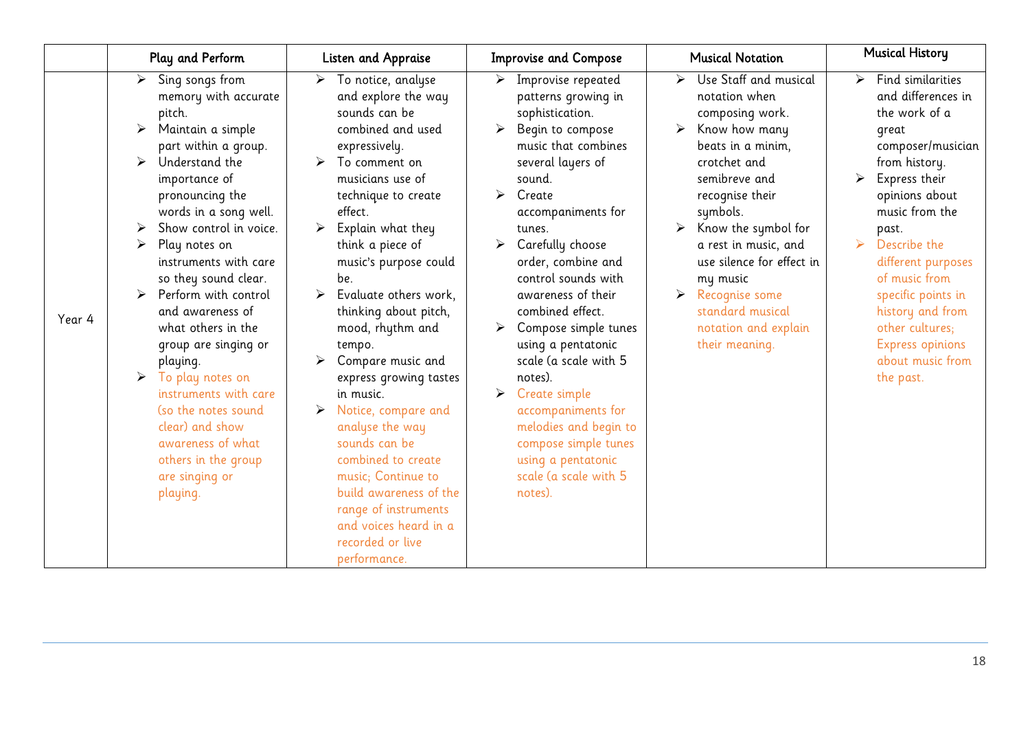| | Play and Perform | Listen and Appraise | Improvise and Compose | Musical Notation | Musical History |
|---|---|---|---|---|---|
| Year 4 | ➢ Sing songs from memory with accurate pitch.<br>➢ Maintain a simple part within a group.<br>➢ Understand the importance of pronouncing the words in a song well.<br>➢ Show control in voice.<br>➢ Play notes on instruments with care so they sound clear.<br>➢ Perform with control and awareness of what others in the group are singing or playing.<br>➢ To play notes on instruments with care (so the notes sound clear) and show awareness of what others in the group are singing or playing. | ➢ To notice, analyse and explore the way sounds can be combined and used expressively.<br>➢ To comment on musicians use of technique to create effect.<br>➢ Explain what they think a piece of music's purpose could be.<br>➢ Evaluate others work, thinking about pitch, mood, rhythm and tempo.<br>➢ Compare music and express growing tastes in music.<br>➢ Notice, compare and analyse the way sounds can be combined to create music; Continue to build awareness of the range of instruments and voices heard in a recorded or live performance. | ➢ Improvise repeated patterns growing in sophistication.<br>➢ Begin to compose music that combines several layers of sound.<br>➢ Create accompaniments for tunes.<br>➢ Carefully choose order, combine and control sounds with awareness of their combined effect.<br>➢ Compose simple tunes using a pentatonic scale (a scale with 5 notes).<br>➢ Create simple accompaniments for melodies and begin to compose simple tunes using a pentatonic scale (a scale with 5 notes). | ➢ Use Staff and musical notation when composing work.<br>➢ Know how many beats in a minim, crotchet and semibreve and recognise their symbols.<br>➢ Know the symbol for a rest in music, and use silence for effect in my music<br>➢ Recognise some standard musical notation and explain their meaning. | ➢ Find similarities and differences in the work of a great composer/musician from history.<br>➢ Express their opinions about music from the past.<br>➢ Describe the different purposes of music from specific points in history and from other cultures; Express opinions about music from the past. |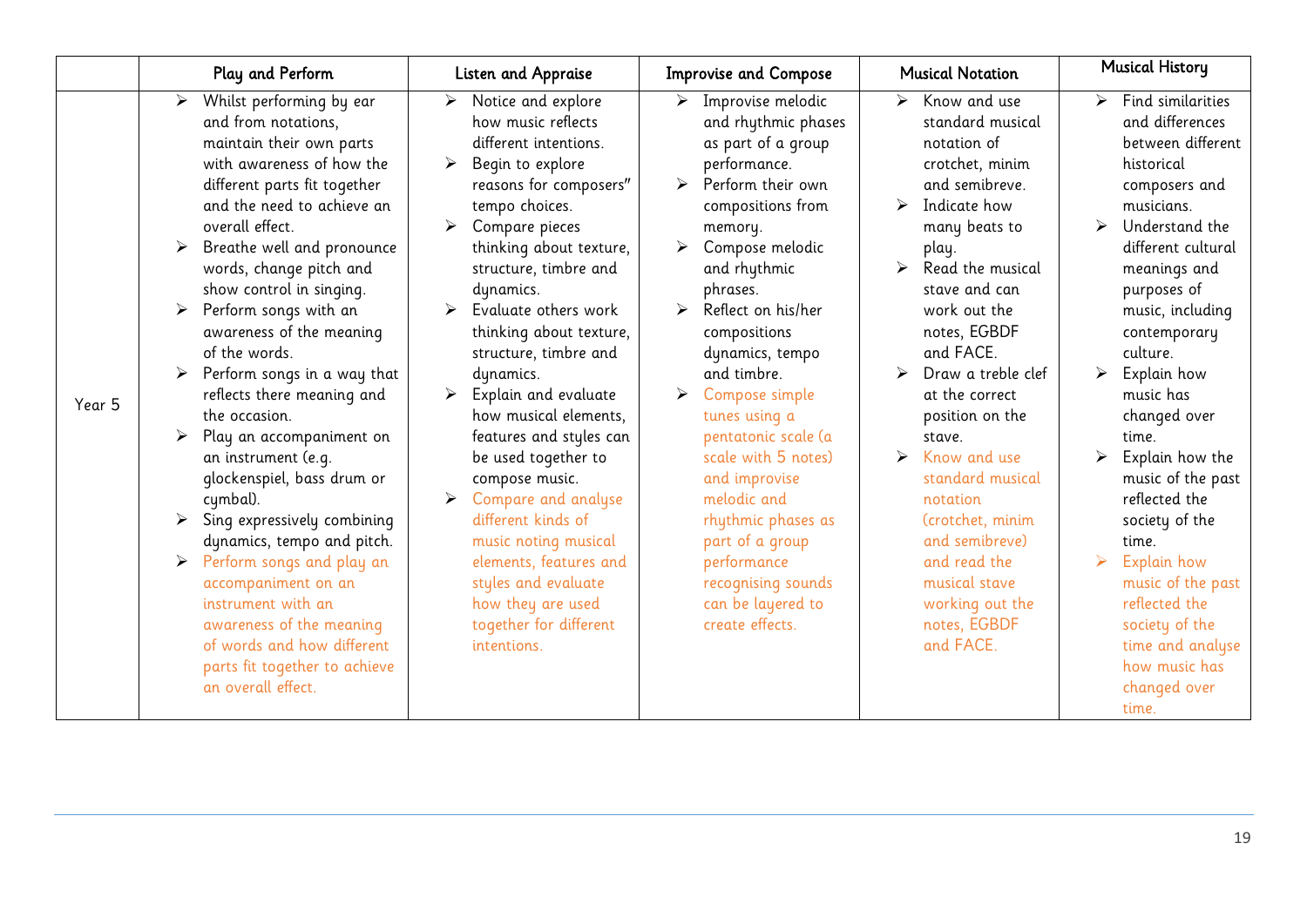| | Play and Perform | Listen and Appraise | Improvise and Compose | Musical Notation | Musical History |
|---|---|---|---|---|---|
| Year 5 | ➢ Whilst performing by ear and from notations, maintain their own parts with awareness of how the different parts fit together and the need to achieve an overall effect.<br>➢ Breathe well and pronounce words, change pitch and show control in singing.<br>➢ Perform songs with an awareness of the meaning of the words.<br>➢ Perform songs in a way that reflects there meaning and the occasion.<br>➢ Play an accompaniment on an instrument (e.g. glockenspiel, bass drum or cymbal).<br>➢ Sing expressively combining dynamics, tempo and pitch.<br>➢ Perform songs and play an accompaniment on an instrument with an awareness of the meaning of words and how different parts fit together to achieve an overall effect. | ➢ Notice and explore how music reflects different intentions.<br>➢ Begin to explore reasons for composers" tempo choices.<br>➢ Compare pieces thinking about texture, structure, timbre and dynamics.<br>➢ Evaluate others work thinking about texture, structure, timbre and dynamics.<br>➢ Explain and evaluate how musical elements, features and styles can be used together to compose music.<br>➢ Compare and analyse different kinds of music noting musical elements, features and styles and evaluate how they are used together for different intentions. | ➢ Improvise melodic and rhythmic phases as part of a group performance.<br>➢ Perform their own compositions from memory.<br>➢ Compose melodic and rhythmic phrases.<br>➢ Reflect on his/her compositions dynamics, tempo and timbre.<br>➢ Compose simple tunes using a pentatonic scale (a scale with 5 notes) and improvise melodic and rhythmic phases as part of a group performance recognising sounds can be layered to create effects. | ➢ Know and use standard musical notation of crotchet, minim and semibreve.<br>➢ Indicate how many beats to play.<br>➢ Read the musical stave and can work out the notes, EGBDF and FACE.<br>➢ Draw a treble clef at the correct position on the stave.<br>➢ Know and use standard musical notation (crotchet, minim and semibreve) and read the musical stave working out the notes, EGBDF and FACE. | ➢ Find similarities and differences between different historical composers and musicians.<br>➢ Understand the different cultural meanings and purposes of music, including contemporary culture.<br>➢ Explain how music has changed over time.<br>➢ Explain how the music of the past reflected the society of the time.<br>➢ Explain how music of the past reflected the society of the time and analyse how music has changed over time. |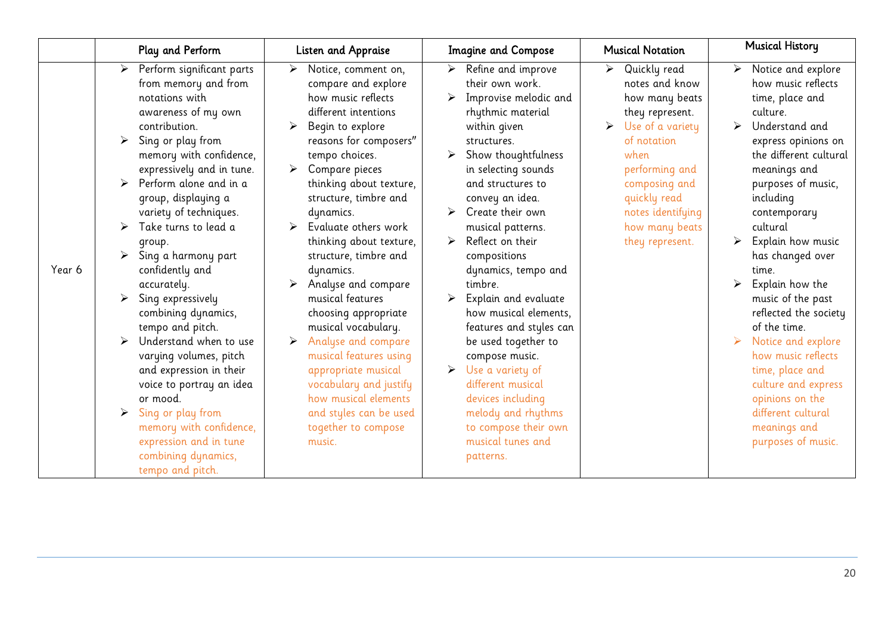| | Play and Perform | Listen and Appraise | Imagine and Compose | Musical Notation | Musical History |
|---|---|---|---|---|---|
| Year 6 | ➢ Perform significant parts from memory and from notations with awareness of my own contribution.<br>➢ Sing or play from memory with confidence, expressively and in tune.<br>➢ Perform alone and in a group, displaying a variety of techniques.<br>➢ Take turns to lead a group.<br>➢ Sing a harmony part confidently and accurately.<br>➢ Sing expressively combining dynamics, tempo and pitch.<br>➢ Understand when to use varying volumes, pitch and expression in their voice to portray an idea or mood.<br>➢ Sing or play from memory with confidence, expression and in tune combining dynamics, tempo and pitch. | ➢ Notice, comment on, compare and explore how music reflects different intentions<br>➢ Begin to explore reasons for composers" tempo choices.<br>➢ Compare pieces thinking about texture, structure, timbre and dynamics.<br>➢ Evaluate others work thinking about texture, structure, timbre and dynamics.<br>➢ Analyse and compare musical features choosing appropriate musical vocabulary.<br>➢ Analyse and compare musical features using appropriate musical vocabulary and justify how musical elements and styles can be used together to compose music. | ➢ Refine and improve their own work.<br>➢ Improvise melodic and rhythmic material within given structures.<br>➢ Show thoughtfulness in selecting sounds and structures to convey an idea.<br>➢ Create their own musical patterns.<br>➢ Reflect on their compositions dynamics, tempo and timbre.<br>➢ Explain and evaluate how musical elements, features and styles can be used together to compose music.<br>➢ Use a variety of different musical devices including melody and rhythms to compose their own musical tunes and patterns. | ➢ Quickly read notes and know how many beats they represent.<br>➢ Use of a variety of notation when performing and composing and quickly read notes identifying how many beats they represent. | ➢ Notice and explore how music reflects time, place and culture.<br>➢ Understand and express opinions on the different cultural meanings and purposes of music, including contemporary cultural<br>➢ Explain how music has changed over time.<br>➢ Explain how the music of the past reflected the society of the time.<br>➢ Notice and explore how music reflects time, place and culture and express opinions on the different cultural meanings and purposes of music. |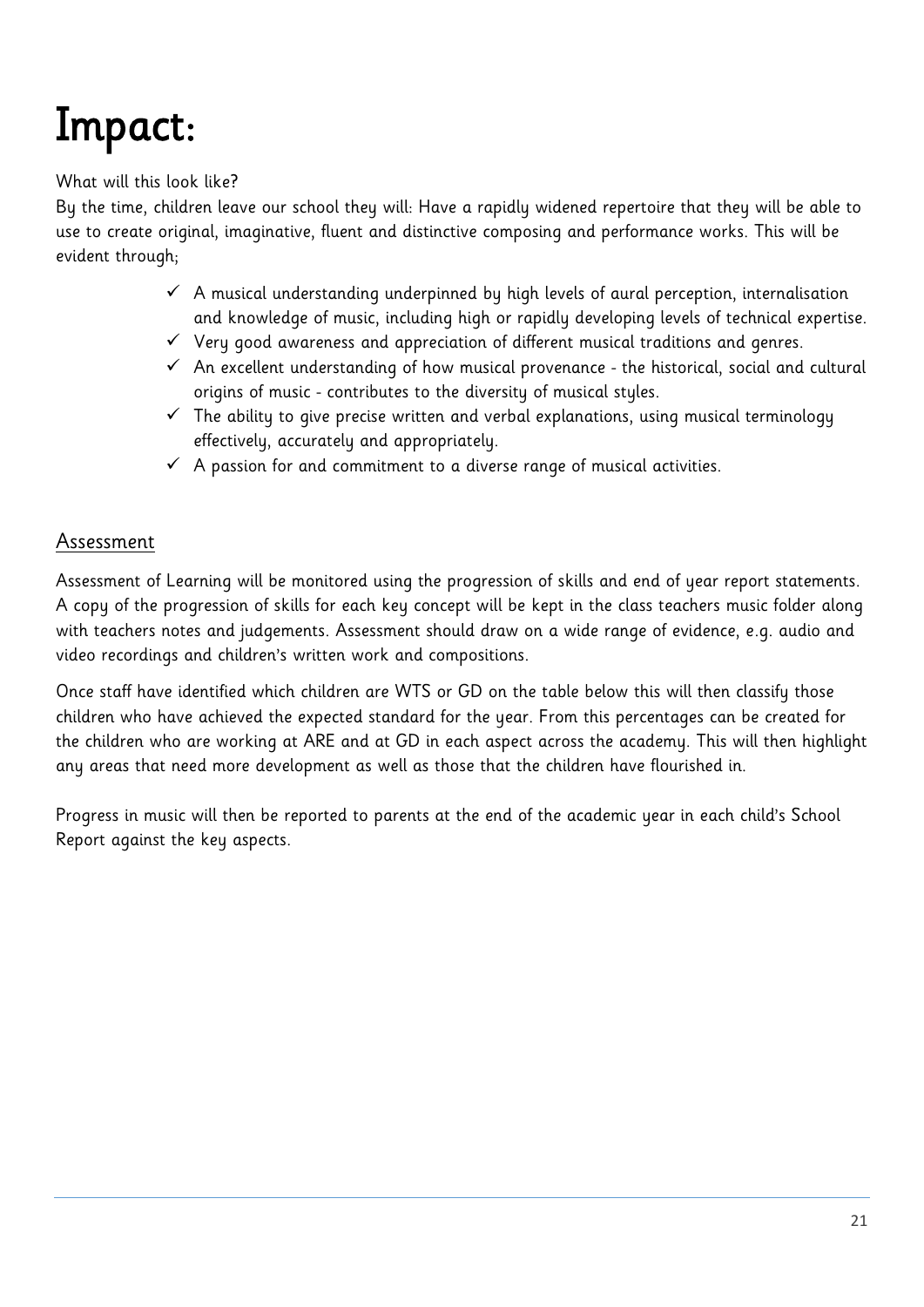# Impact:

What will this look like?

By the time, children leave our school they will: Have a rapidly widened repertoire that they will be able to use to create original, imaginative, fluent and distinctive composing and performance works. This will be evident through;

- ✓ A musical understanding underpinned by high levels of aural perception, internalisation and knowledge of music, including high or rapidly developing levels of technical expertise.
- ✓ Very good awareness and appreciation of different musical traditions and genres.
- ✓ An excellent understanding of how musical provenance - the historical, social and cultural origins of music - contributes to the diversity of musical styles.
- ✓ The ability to give precise written and verbal explanations, using musical terminology effectively, accurately and appropriately.
- ✓ A passion for and commitment to a diverse range of musical activities.

## Assessment

Assessment of Learning will be monitored using the progression of skills and end of year report statements. A copy of the progression of skills for each key concept will be kept in the class teachers music folder along with teachers notes and judgements. Assessment should draw on a wide range of evidence, e.g. audio and video recordings and children's written work and compositions.

Once staff have identified which children are WTS or GD on the table below this will then classify those children who have achieved the expected standard for the year. From this percentages can be created for the children who are working at ARE and at GD in each aspect across the academy. This will then highlight any areas that need more development as well as those that the children have flourished in.

Progress in music will then be reported to parents at the end of the academic year in each child's School Report against the key aspects.